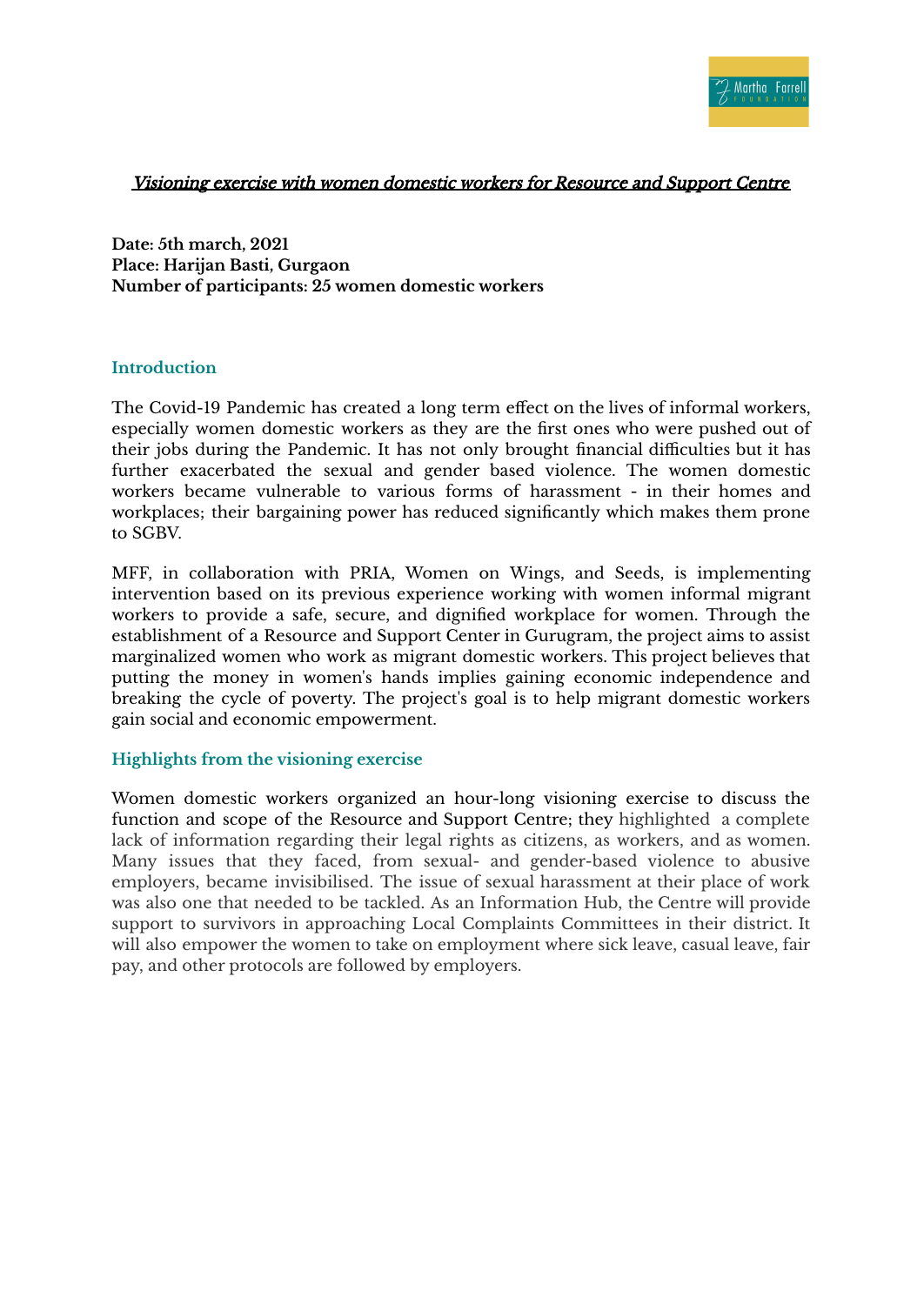# *Visioning exercise with women domestic workers for Resource and Support Centre*

**Date: 5th march, 2021**
**Place: Harijan Basti, Gurgaon**
**Number of participants: 25 women domestic workers**

## Introduction

The Covid-19 Pandemic has created a long term effect on the lives of informal workers, especially women domestic workers as they are the first ones who were pushed out of their jobs during the Pandemic. It has not only brought financial difficulties but it has further exacerbated the sexual and gender based violence. The women domestic workers became vulnerable to various forms of harassment - in their homes and workplaces; their bargaining power has reduced significantly which makes them prone to SGBV.

MFF, in collaboration with PRIA, Women on Wings, and Seeds, is implementing intervention based on its previous experience working with women informal migrant workers to provide a safe, secure, and dignified workplace for women. Through the establishment of a Resource and Support Center in Gurugram, the project aims to assist marginalized women who work as migrant domestic workers. This project believes that putting the money in women's hands implies gaining economic independence and breaking the cycle of poverty. The project's goal is to help migrant domestic workers gain social and economic empowerment.

## Highlights from the visioning exercise

Women domestic workers organized an hour-long visioning exercise to discuss the function and scope of the Resource and Support Centre; they highlighted a complete lack of information regarding their legal rights as citizens, as workers, and as women. Many issues that they faced, from sexual- and gender-based violence to abusive employers, became invisibilised. The issue of sexual harassment at their place of work was also one that needed to be tackled. As an Information Hub, the Centre will provide support to survivors in approaching Local Complaints Committees in their district. It will also empower the women to take on employment where sick leave, casual leave, fair pay, and other protocols are followed by employers.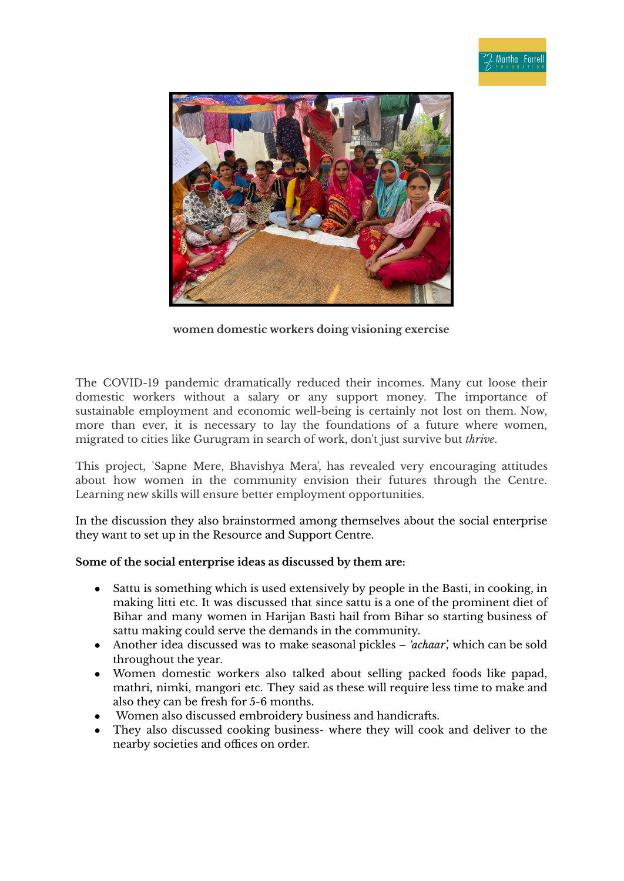**women domestic workers doing visioning exercise**

The COVID-19 pandemic dramatically reduced their incomes. Many cut loose their domestic workers without a salary or any support money. The importance of sustainable employment and economic well-being is certainly not lost on them. Now, more than ever, it is necessary to lay the foundations of a future where women, migrated to cities like Gurugram in search of work, don't just survive but *thrive*.

This project, 'Sapne Mere, Bhavishya Mera', has revealed very encouraging attitudes about how women in the community envision their futures through the Centre. Learning new skills will ensure better employment opportunities.

In the discussion they also brainstormed among themselves about the social enterprise they want to set up in the Resource and Support Centre.

**Some of the social enterprise ideas as discussed by them are:**

- Sattu is something which is used extensively by people in the Basti, in cooking, in making litti etc. It was discussed that since sattu is a one of the prominent diet of Bihar and many women in Harijan Basti hail from Bihar so starting business of sattu making could serve the demands in the community.
- Another idea discussed was to make seasonal pickles – *'achaar',* which can be sold throughout the year.
- Women domestic workers also talked about selling packed foods like papad, mathri, nimki, mangori etc. They said as these will require less time to make and also they can be fresh for 5-6 months.
- Women also discussed embroidery business and handicrafts.
- They also discussed cooking business- where they will cook and deliver to the nearby societies and offices on order.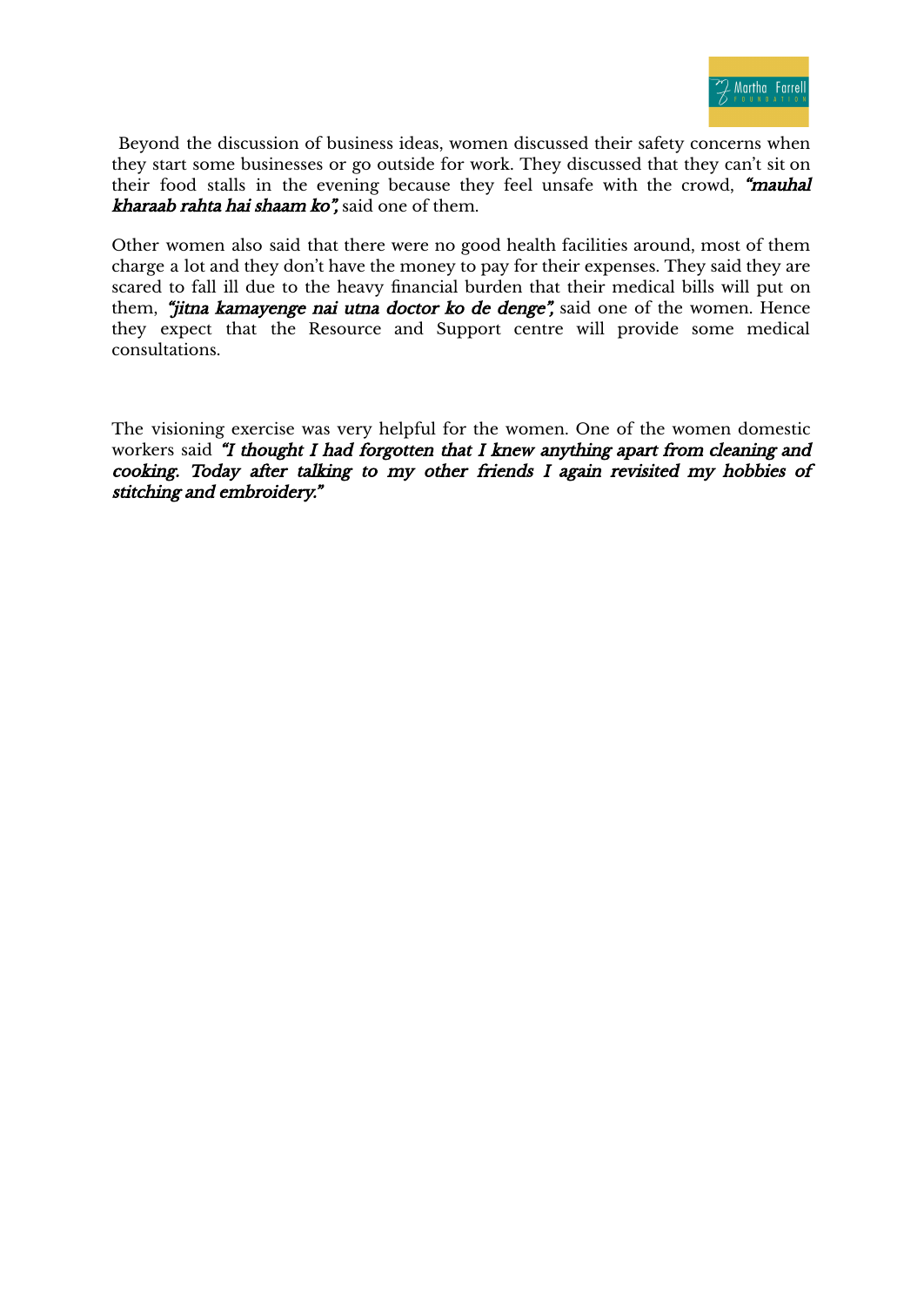Beyond the discussion of business ideas, women discussed their safety concerns when they start some businesses or go outside for work. They discussed that they can't sit on their food stalls in the evening because they feel unsafe with the crowd, ***"mauhal kharaab rahta hai shaam ko",*** said one of them.

Other women also said that there were no good health facilities around, most of them charge a lot and they don't have the money to pay for their expenses. They said they are scared to fall ill due to the heavy financial burden that their medical bills will put on them, ***"jitna kamayenge nai utna doctor ko de denge",*** said one of the women. Hence they expect that the Resource and Support centre will provide some medical consultations.

The visioning exercise was very helpful for the women. One of the women domestic workers said ***"I thought I had forgotten that I knew anything apart from cleaning and cooking. Today after talking to my other friends I again revisited my hobbies of stitching and embroidery."***